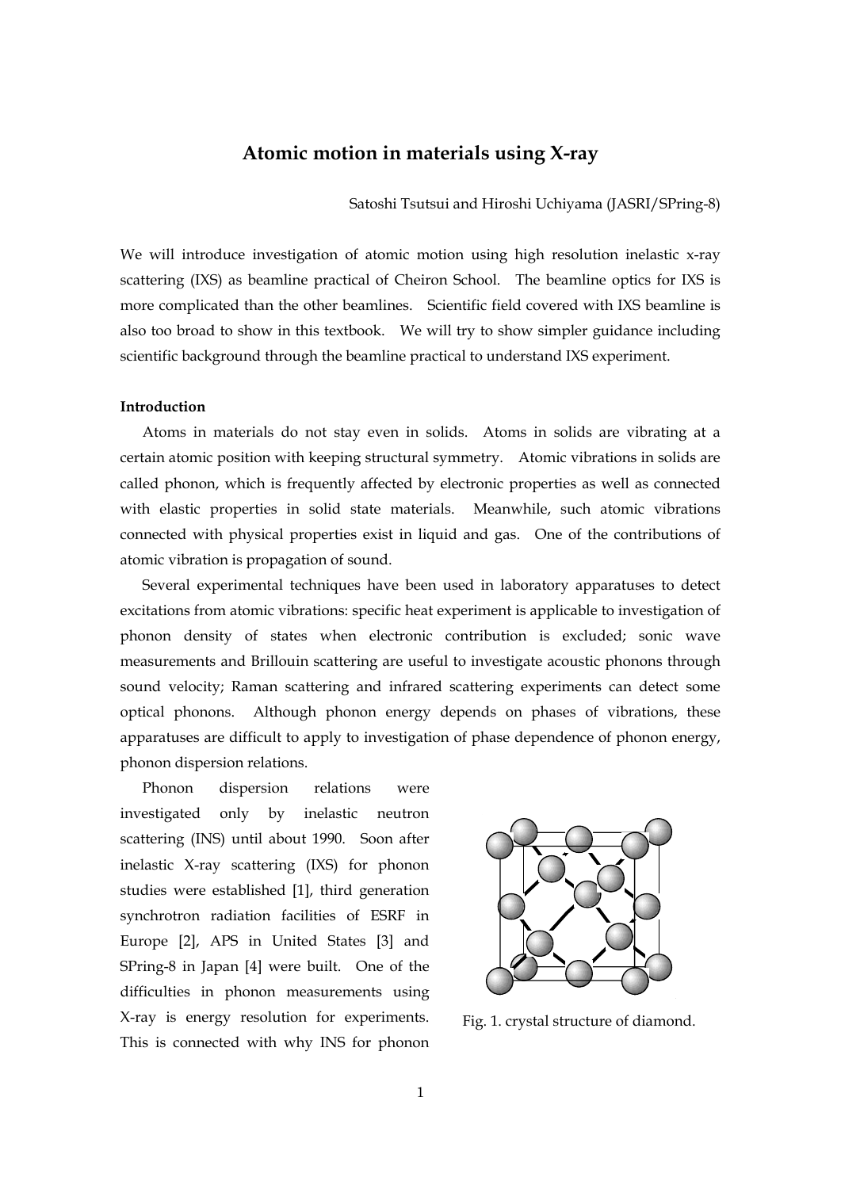# Atomic motion in materials using X-ray

Satoshi Tsutsui and Hiroshi Uchiyama (JASRI/SPring-8)

We will introduce investigation of atomic motion using high resolution inelastic x-ray scattering (IXS) as beamline practical of Cheiron School. The beamline optics for IXS is more complicated than the other beamlines. Scientific field covered with IXS beamline is also too broad to show in this textbook. We will try to show simpler guidance including scientific background through the beamline practical to understand IXS experiment.

**Introduction**

Atoms in materials do not stay even in solids. Atoms in solids are vibrating at a certain atomic position with keeping structural symmetry. Atomic vibrations in solids are called phonon, which is frequently affected by electronic properties as well as connected with elastic properties in solid state materials. Meanwhile, such atomic vibrations connected with physical properties exist in liquid and gas. One of the contributions of atomic vibration is propagation of sound.

Several experimental techniques have been used in laboratory apparatuses to detect excitations from atomic vibrations: specific heat experiment is applicable to investigation of phonon density of states when electronic contribution is excluded; sonic wave measurements and Brillouin scattering are useful to investigate acoustic phonons through sound velocity; Raman scattering and infrared scattering experiments can detect some optical phonons. Although phonon energy depends on phases of vibrations, these apparatuses are difficult to apply to investigation of phase dependence of phonon energy, phonon dispersion relations.

Phonon dispersion relations were investigated only by inelastic neutron scattering (INS) until about 1990. Soon after inelastic X-ray scattering (IXS) for phonon studies were established [1], third generation synchrotron radiation facilities of ESRF in Europe [2], APS in United States [3] and SPring-8 in Japan [4] were built. One of the difficulties in phonon measurements using X-ray is energy resolution for experiments. This is connected with why INS for phonon

Fig. 1. crystal structure of diamond.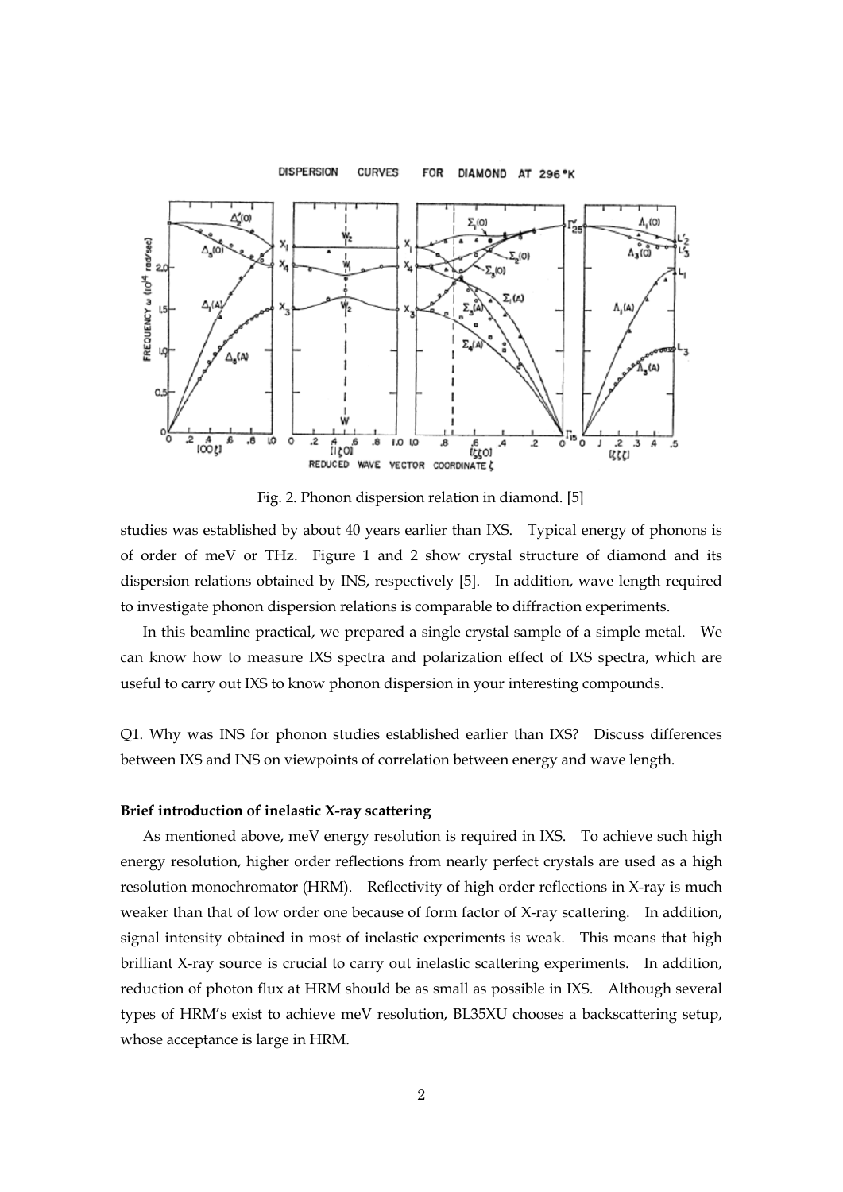Fig. 2. Phonon dispersion relation in diamond. [5]

studies was established by about 40 years earlier than IXS. Typical energy of phonons is of order of meV or THz. Figure 1 and 2 show crystal structure of diamond and its dispersion relations obtained by INS, respectively [5]. In addition, wave length required to investigate phonon dispersion relations is comparable to diffraction experiments.

In this beamline practical, we prepared a single crystal sample of a simple metal. We can know how to measure IXS spectra and polarization effect of IXS spectra, which are useful to carry out IXS to know phonon dispersion in your interesting compounds.

Q1. Why was INS for phonon studies established earlier than IXS? Discuss differences between IXS and INS on viewpoints of correlation between energy and wave length.

**Brief introduction of inelastic X-ray scattering**

As mentioned above, meV energy resolution is required in IXS. To achieve such high energy resolution, higher order reflections from nearly perfect crystals are used as a high resolution monochromator (HRM). Reflectivity of high order reflections in X-ray is much weaker than that of low order one because of form factor of X-ray scattering. In addition, signal intensity obtained in most of inelastic experiments is weak. This means that high brilliant X-ray source is crucial to carry out inelastic scattering experiments. In addition, reduction of photon flux at HRM should be as small as possible in IXS. Although several types of HRM's exist to achieve meV resolution, BL35XU chooses a backscattering setup, whose acceptance is large in HRM.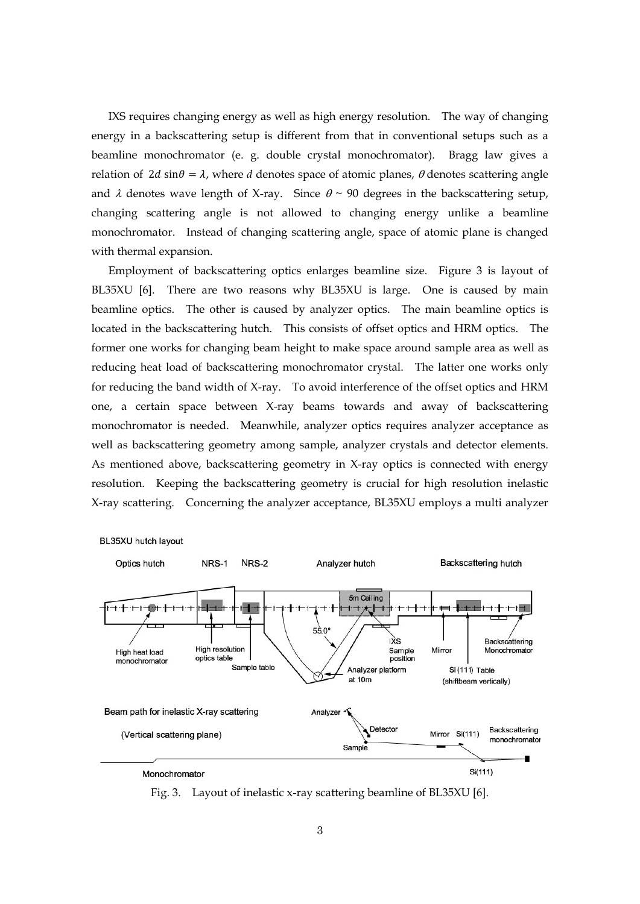IXS requires changing energy as well as high energy resolution. The way of changing energy in a backscattering setup is different from that in conventional setups such as a beamline monochromator (e. g. double crystal monochromator). Bragg law gives a relation of $2d\sin\theta = \lambda$, where $d$ denotes space of atomic planes, $\theta$ denotes scattering angle and $\lambda$ denotes wave length of X-ray. Since $\theta \sim 90$ degrees in the backscattering setup, changing scattering angle is not allowed to changing energy unlike a beamline monochromator. Instead of changing scattering angle, space of atomic plane is changed with thermal expansion.

Employment of backscattering optics enlarges beamline size. Figure 3 is layout of BL35XU [6]. There are two reasons why BL35XU is large. One is caused by main beamline optics. The other is caused by analyzer optics. The main beamline optics is located in the backscattering hutch. This consists of offset optics and HRM optics. The former one works for changing beam height to make space around sample area as well as reducing heat load of backscattering monochromator crystal. The latter one works only for reducing the band width of X-ray. To avoid interference of the offset optics and HRM one, a certain space between X-ray beams towards and away of backscattering monochromator is needed. Meanwhile, analyzer optics requires analyzer acceptance as well as backscattering geometry among sample, analyzer crystals and detector elements. As mentioned above, backscattering geometry in X-ray optics is connected with energy resolution. Keeping the backscattering geometry is crucial for high resolution inelastic X-ray scattering. Concerning the analyzer acceptance, BL35XU employs a multi analyzer

Fig. 3. Layout of inelastic x-ray scattering beamline of BL35XU [6].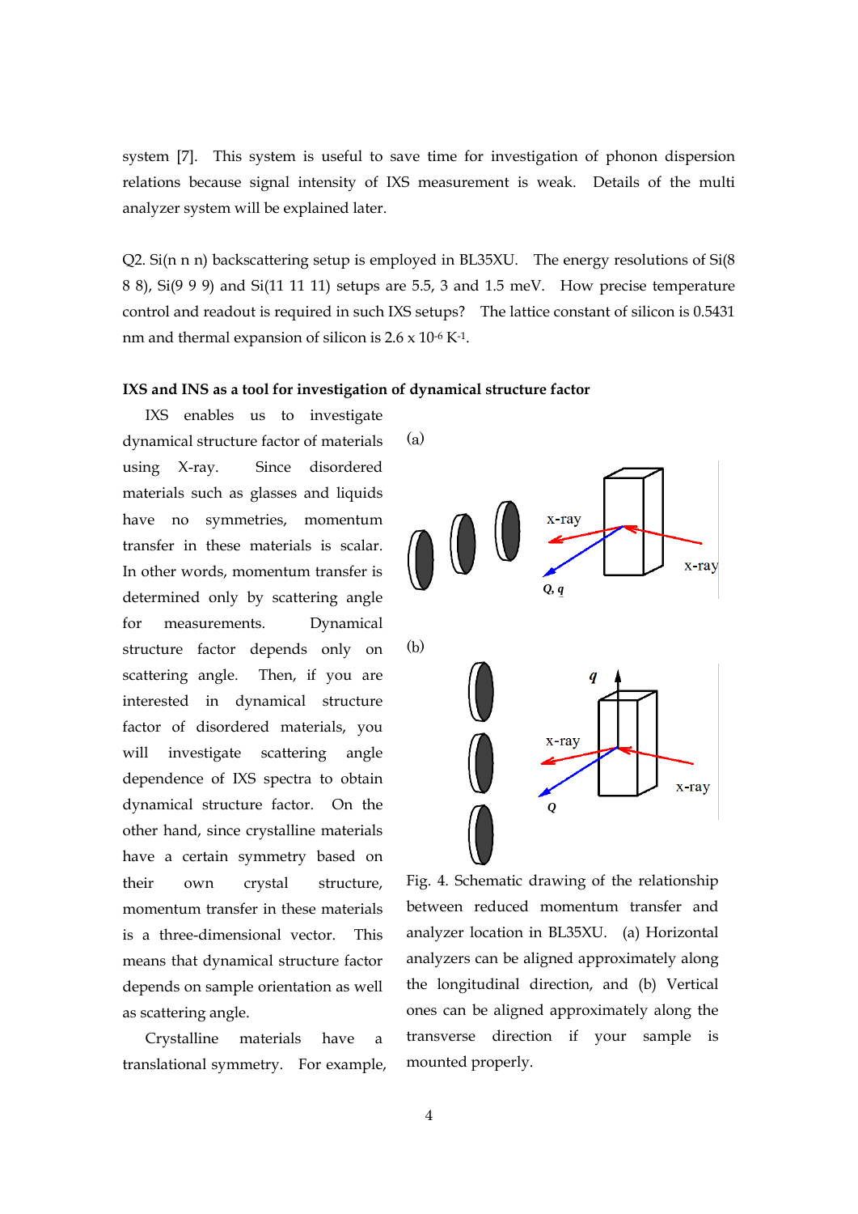system [7]. This system is useful to save time for investigation of phonon dispersion relations because signal intensity of IXS measurement is weak. Details of the multi analyzer system will be explained later.

Q2. Si(n n n) backscattering setup is employed in BL35XU. The energy resolutions of Si(8 8 8), Si(9 9 9) and Si(11 11 11) setups are 5.5, 3 and 1.5 meV. How precise temperature control and readout is required in such IXS setups? The lattice constant of silicon is 0.5431 nm and thermal expansion of silicon is 2.6 x $10^{-6}$ $K^{-1}$.

### IXS and INS as a tool for investigation of dynamical structure factor

IXS enables us to investigate dynamical structure factor of materials using X-ray. Since disordered materials such as glasses and liquids have no symmetries, momentum transfer in these materials is scalar. In other words, momentum transfer is determined only by scattering angle for measurements. Dynamical structure factor depends only on scattering angle. Then, if you are interested in dynamical structure factor of disordered materials, you will investigate scattering angle dependence of IXS spectra to obtain dynamical structure factor. On the other hand, since crystalline materials have a certain symmetry based on their own crystal structure, momentum transfer in these materials is a three-dimensional vector. This means that dynamical structure factor depends on sample orientation as well as scattering angle.

Crystalline materials have a translational symmetry. For example,

Fig. 4. Schematic drawing of the relationship between reduced momentum transfer and analyzer location in BL35XU. (a) Horizontal analyzers can be aligned approximately along the longitudinal direction, and (b) Vertical ones can be aligned approximately along the transverse direction if your sample is mounted properly.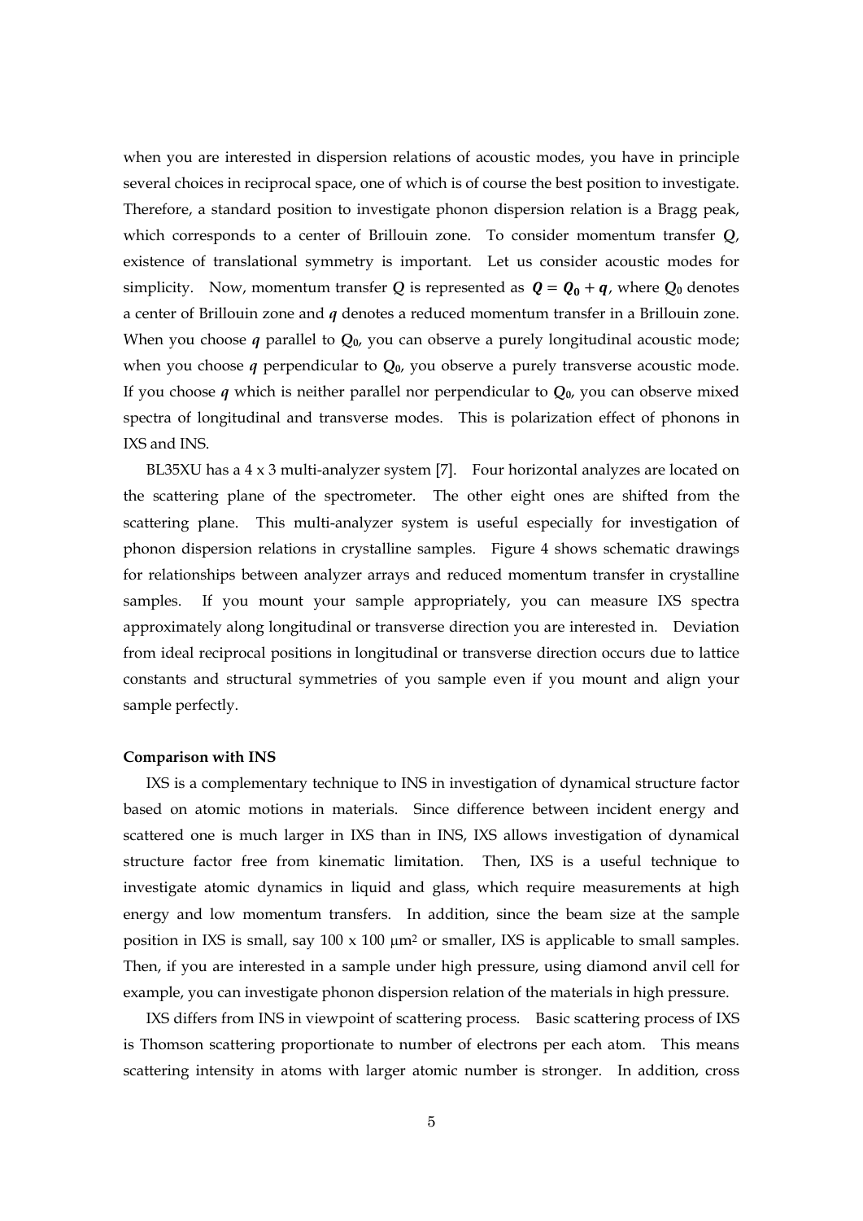when you are interested in dispersion relations of acoustic modes, you have in principle several choices in reciprocal space, one of which is of course the best position to investigate. Therefore, a standard position to investigate phonon dispersion relation is a Bragg peak, which corresponds to a center of Brillouin zone. To consider momentum transfer $Q$, existence of translational symmetry is important. Let us consider acoustic modes for simplicity. Now, momentum transfer $Q$ is represented as $\boldsymbol{Q} = \boldsymbol{Q_0} + \boldsymbol{q}$, where $Q_0$ denotes a center of Brillouin zone and $\boldsymbol{q}$ denotes a reduced momentum transfer in a Brillouin zone. When you choose $\boldsymbol{q}$ parallel to $Q_0$, you can observe a purely longitudinal acoustic mode; when you choose $\boldsymbol{q}$ perpendicular to $Q_0$, you observe a purely transverse acoustic mode. If you choose $\boldsymbol{q}$ which is neither parallel nor perpendicular to $Q_0$, you can observe mixed spectra of longitudinal and transverse modes. This is polarization effect of phonons in IXS and INS.

BL35XU has a 4 x 3 multi-analyzer system [7]. Four horizontal analyzes are located on the scattering plane of the spectrometer. The other eight ones are shifted from the scattering plane. This multi-analyzer system is useful especially for investigation of phonon dispersion relations in crystalline samples. Figure 4 shows schematic drawings for relationships between analyzer arrays and reduced momentum transfer in crystalline samples. If you mount your sample appropriately, you can measure IXS spectra approximately along longitudinal or transverse direction you are interested in. Deviation from ideal reciprocal positions in longitudinal or transverse direction occurs due to lattice constants and structural symmetries of you sample even if you mount and align your sample perfectly.

**Comparison with INS**

IXS is a complementary technique to INS in investigation of dynamical structure factor based on atomic motions in materials. Since difference between incident energy and scattered one is much larger in IXS than in INS, IXS allows investigation of dynamical structure factor free from kinematic limitation. Then, IXS is a useful technique to investigate atomic dynamics in liquid and glass, which require measurements at high energy and low momentum transfers. In addition, since the beam size at the sample position in IXS is small, say 100 x 100 μm² or smaller, IXS is applicable to small samples. Then, if you are interested in a sample under high pressure, using diamond anvil cell for example, you can investigate phonon dispersion relation of the materials in high pressure.

IXS differs from INS in viewpoint of scattering process. Basic scattering process of IXS is Thomson scattering proportionate to number of electrons per each atom. This means scattering intensity in atoms with larger atomic number is stronger. In addition, cross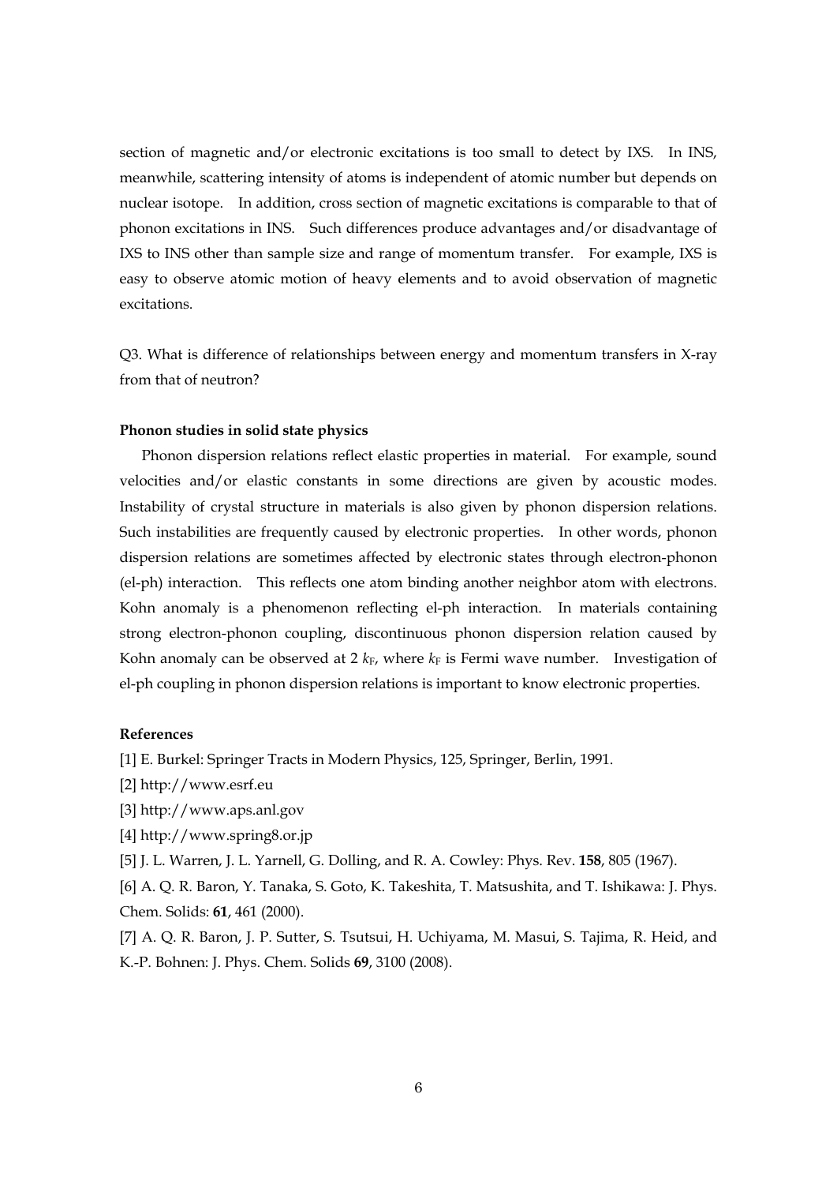section of magnetic and/or electronic excitations is too small to detect by IXS. In INS, meanwhile, scattering intensity of atoms is independent of atomic number but depends on nuclear isotope. In addition, cross section of magnetic excitations is comparable to that of phonon excitations in INS. Such differences produce advantages and/or disadvantage of IXS to INS other than sample size and range of momentum transfer. For example, IXS is easy to observe atomic motion of heavy elements and to avoid observation of magnetic excitations.

Q3. What is difference of relationships between energy and momentum transfers in X-ray from that of neutron?

**Phonon studies in solid state physics**

Phonon dispersion relations reflect elastic properties in material. For example, sound velocities and/or elastic constants in some directions are given by acoustic modes. Instability of crystal structure in materials is also given by phonon dispersion relations. Such instabilities are frequently caused by electronic properties. In other words, phonon dispersion relations are sometimes affected by electronic states through electron-phonon (el-ph) interaction. This reflects one atom binding another neighbor atom with electrons. Kohn anomaly is a phenomenon reflecting el-ph interaction. In materials containing strong electron-phonon coupling, discontinuous phonon dispersion relation caused by Kohn anomaly can be observed at $2\,k_F$, where $k_F$ is Fermi wave number. Investigation of el-ph coupling in phonon dispersion relations is important to know electronic properties.

**References**

[1] E. Burkel: Springer Tracts in Modern Physics, 125, Springer, Berlin, 1991.

[2] http://www.esrf.eu

[3] http://www.aps.anl.gov

[4] http://www.spring8.or.jp

[5] J. L. Warren, J. L. Yarnell, G. Dolling, and R. A. Cowley: Phys. Rev. **158**, 805 (1967).

[6] A. Q. R. Baron, Y. Tanaka, S. Goto, K. Takeshita, T. Matsushita, and T. Ishikawa: J. Phys. Chem. Solids: **61**, 461 (2000).

[7] A. Q. R. Baron, J. P. Sutter, S. Tsutsui, H. Uchiyama, M. Masui, S. Tajima, R. Heid, and K.-P. Bohnen: J. Phys. Chem. Solids **69**, 3100 (2008).